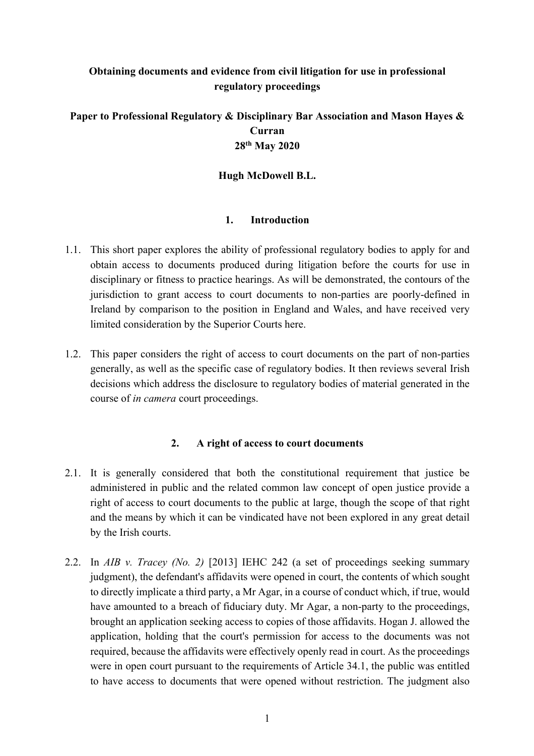**Obtaining documents and evidence from civil litigation for use in professional regulatory proceedings**

**Paper to Professional Regulatory & Disciplinary Bar Association and Mason Hayes & Curran**
**28th May 2020**

**Hugh McDowell B.L.**

## 1. Introduction

1.1. This short paper explores the ability of professional regulatory bodies to apply for and obtain access to documents produced during litigation before the courts for use in disciplinary or fitness to practice hearings. As will be demonstrated, the contours of the jurisdiction to grant access to court documents to non-parties are poorly-defined in Ireland by comparison to the position in England and Wales, and have received very limited consideration by the Superior Courts here.

1.2. This paper considers the right of access to court documents on the part of non-parties generally, as well as the specific case of regulatory bodies. It then reviews several Irish decisions which address the disclosure to regulatory bodies of material generated in the course of *in camera* court proceedings.

## 2. A right of access to court documents

2.1. It is generally considered that both the constitutional requirement that justice be administered in public and the related common law concept of open justice provide a right of access to court documents to the public at large, though the scope of that right and the means by which it can be vindicated have not been explored in any great detail by the Irish courts.

2.2. In *AIB v. Tracey (No. 2)* [2013] IEHC 242 (a set of proceedings seeking summary judgment), the defendant's affidavits were opened in court, the contents of which sought to directly implicate a third party, a Mr Agar, in a course of conduct which, if true, would have amounted to a breach of fiduciary duty. Mr Agar, a non-party to the proceedings, brought an application seeking access to copies of those affidavits. Hogan J. allowed the application, holding that the court's permission for access to the documents was not required, because the affidavits were effectively openly read in court. As the proceedings were in open court pursuant to the requirements of Article 34.1, the public was entitled to have access to documents that were opened without restriction. The judgment also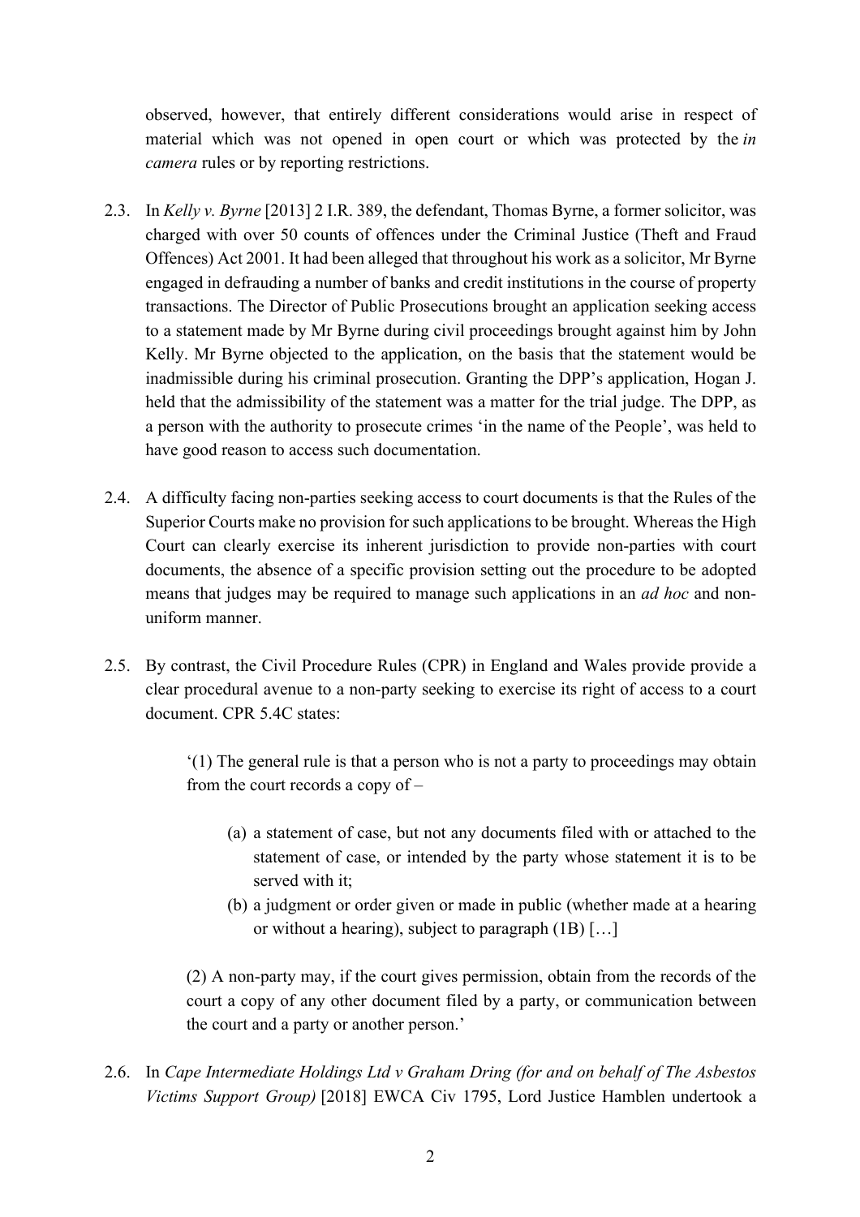observed, however, that entirely different considerations would arise in respect of material which was not opened in open court or which was protected by the *in camera* rules or by reporting restrictions.

2.3. In *Kelly v. Byrne* [2013] 2 I.R. 389, the defendant, Thomas Byrne, a former solicitor, was charged with over 50 counts of offences under the Criminal Justice (Theft and Fraud Offences) Act 2001. It had been alleged that throughout his work as a solicitor, Mr Byrne engaged in defrauding a number of banks and credit institutions in the course of property transactions. The Director of Public Prosecutions brought an application seeking access to a statement made by Mr Byrne during civil proceedings brought against him by John Kelly. Mr Byrne objected to the application, on the basis that the statement would be inadmissible during his criminal prosecution. Granting the DPP's application, Hogan J. held that the admissibility of the statement was a matter for the trial judge. The DPP, as a person with the authority to prosecute crimes 'in the name of the People', was held to have good reason to access such documentation.

2.4. A difficulty facing non-parties seeking access to court documents is that the Rules of the Superior Courts make no provision for such applications to be brought. Whereas the High Court can clearly exercise its inherent jurisdiction to provide non-parties with court documents, the absence of a specific provision setting out the procedure to be adopted means that judges may be required to manage such applications in an *ad hoc* and non-uniform manner.

2.5. By contrast, the Civil Procedure Rules (CPR) in England and Wales provide provide a clear procedural avenue to a non-party seeking to exercise its right of access to a court document. CPR 5.4C states:

> '(1) The general rule is that a person who is not a party to proceedings may obtain from the court records a copy of –
>
> (a) a statement of case, but not any documents filed with or attached to the statement of case, or intended by the party whose statement it is to be served with it;
> (b) a judgment or order given or made in public (whether made at a hearing or without a hearing), subject to paragraph (1B) […]
>
> (2) A non-party may, if the court gives permission, obtain from the records of the court a copy of any other document filed by a party, or communication between the court and a party or another person.'

2.6. In *Cape Intermediate Holdings Ltd v Graham Dring (for and on behalf of The Asbestos Victims Support Group)* [2018] EWCA Civ 1795, Lord Justice Hamblen undertook a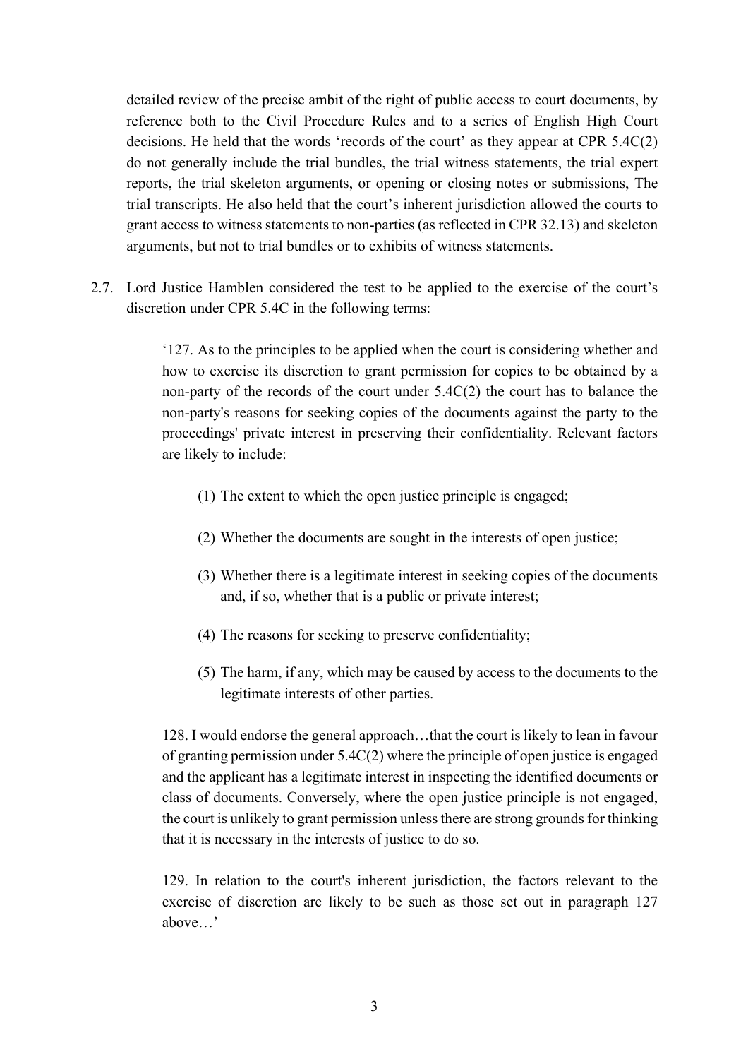detailed review of the precise ambit of the right of public access to court documents, by reference both to the Civil Procedure Rules and to a series of English High Court decisions. He held that the words 'records of the court' as they appear at CPR 5.4C(2) do not generally include the trial bundles, the trial witness statements, the trial expert reports, the trial skeleton arguments, or opening or closing notes or submissions, The trial transcripts. He also held that the court's inherent jurisdiction allowed the courts to grant access to witness statements to non-parties (as reflected in CPR 32.13) and skeleton arguments, but not to trial bundles or to exhibits of witness statements.

2.7. Lord Justice Hamblen considered the test to be applied to the exercise of the court's discretion under CPR 5.4C in the following terms:

> '127. As to the principles to be applied when the court is considering whether and how to exercise its discretion to grant permission for copies to be obtained by a non-party of the records of the court under 5.4C(2) the court has to balance the non-party's reasons for seeking copies of the documents against the party to the proceedings' private interest in preserving their confidentiality. Relevant factors are likely to include:
>
> (1) The extent to which the open justice principle is engaged;
>
> (2) Whether the documents are sought in the interests of open justice;
>
> (3) Whether there is a legitimate interest in seeking copies of the documents and, if so, whether that is a public or private interest;
>
> (4) The reasons for seeking to preserve confidentiality;
>
> (5) The harm, if any, which may be caused by access to the documents to the legitimate interests of other parties.
>
> 128. I would endorse the general approach…that the court is likely to lean in favour of granting permission under 5.4C(2) where the principle of open justice is engaged and the applicant has a legitimate interest in inspecting the identified documents or class of documents. Conversely, where the open justice principle is not engaged, the court is unlikely to grant permission unless there are strong grounds for thinking that it is necessary in the interests of justice to do so.
>
> 129. In relation to the court's inherent jurisdiction, the factors relevant to the exercise of discretion are likely to be such as those set out in paragraph 127 above…'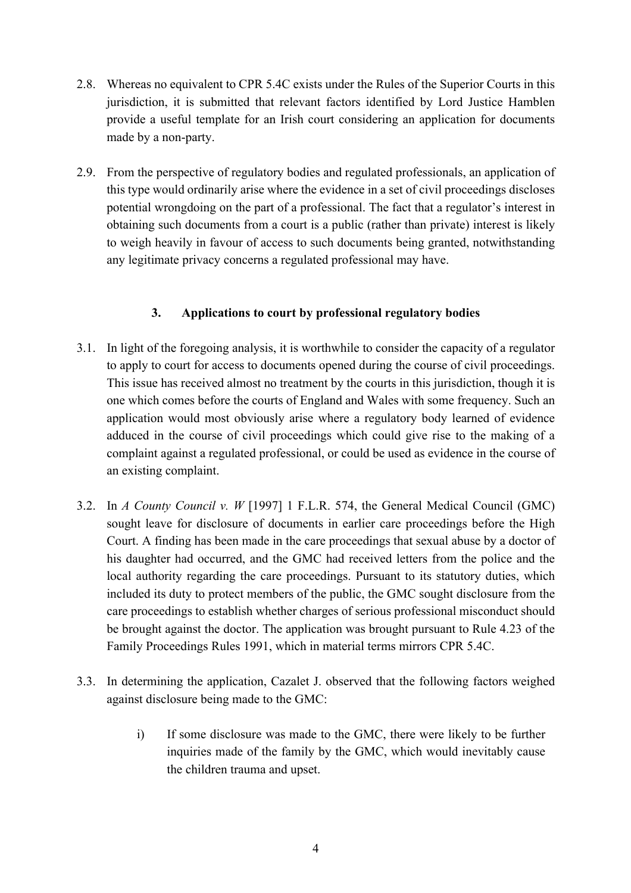2.8. Whereas no equivalent to CPR 5.4C exists under the Rules of the Superior Courts in this jurisdiction, it is submitted that relevant factors identified by Lord Justice Hamblen provide a useful template for an Irish court considering an application for documents made by a non-party.

2.9. From the perspective of regulatory bodies and regulated professionals, an application of this type would ordinarily arise where the evidence in a set of civil proceedings discloses potential wrongdoing on the part of a professional. The fact that a regulator's interest in obtaining such documents from a court is a public (rather than private) interest is likely to weigh heavily in favour of access to such documents being granted, notwithstanding any legitimate privacy concerns a regulated professional may have.

### 3. Applications to court by professional regulatory bodies

3.1. In light of the foregoing analysis, it is worthwhile to consider the capacity of a regulator to apply to court for access to documents opened during the course of civil proceedings. This issue has received almost no treatment by the courts in this jurisdiction, though it is one which comes before the courts of England and Wales with some frequency. Such an application would most obviously arise where a regulatory body learned of evidence adduced in the course of civil proceedings which could give rise to the making of a complaint against a regulated professional, or could be used as evidence in the course of an existing complaint.

3.2. In *A County Council v. W* [1997] 1 F.L.R. 574, the General Medical Council (GMC) sought leave for disclosure of documents in earlier care proceedings before the High Court. A finding has been made in the care proceedings that sexual abuse by a doctor of his daughter had occurred, and the GMC had received letters from the police and the local authority regarding the care proceedings. Pursuant to its statutory duties, which included its duty to protect members of the public, the GMC sought disclosure from the care proceedings to establish whether charges of serious professional misconduct should be brought against the doctor. The application was brought pursuant to Rule 4.23 of the Family Proceedings Rules 1991, which in material terms mirrors CPR 5.4C.

3.3. In determining the application, Cazalet J. observed that the following factors weighed against disclosure being made to the GMC:

i) If some disclosure was made to the GMC, there were likely to be further inquiries made of the family by the GMC, which would inevitably cause the children trauma and upset.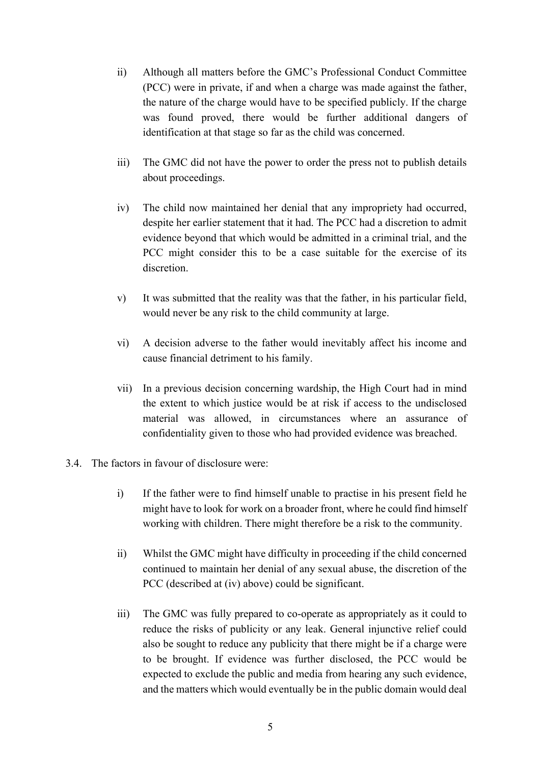ii) Although all matters before the GMC's Professional Conduct Committee (PCC) were in private, if and when a charge was made against the father, the nature of the charge would have to be specified publicly. If the charge was found proved, there would be further additional dangers of identification at that stage so far as the child was concerned.

iii) The GMC did not have the power to order the press not to publish details about proceedings.

iv) The child now maintained her denial that any impropriety had occurred, despite her earlier statement that it had. The PCC had a discretion to admit evidence beyond that which would be admitted in a criminal trial, and the PCC might consider this to be a case suitable for the exercise of its discretion.

v) It was submitted that the reality was that the father, in his particular field, would never be any risk to the child community at large.

vi) A decision adverse to the father would inevitably affect his income and cause financial detriment to his family.

vii) In a previous decision concerning wardship, the High Court had in mind the extent to which justice would be at risk if access to the undisclosed material was allowed, in circumstances where an assurance of confidentiality given to those who had provided evidence was breached.

3.4. The factors in favour of disclosure were:

i) If the father were to find himself unable to practise in his present field he might have to look for work on a broader front, where he could find himself working with children. There might therefore be a risk to the community.

ii) Whilst the GMC might have difficulty in proceeding if the child concerned continued to maintain her denial of any sexual abuse, the discretion of the PCC (described at (iv) above) could be significant.

iii) The GMC was fully prepared to co-operate as appropriately as it could to reduce the risks of publicity or any leak. General injunctive relief could also be sought to reduce any publicity that there might be if a charge were to be brought. If evidence was further disclosed, the PCC would be expected to exclude the public and media from hearing any such evidence, and the matters which would eventually be in the public domain would deal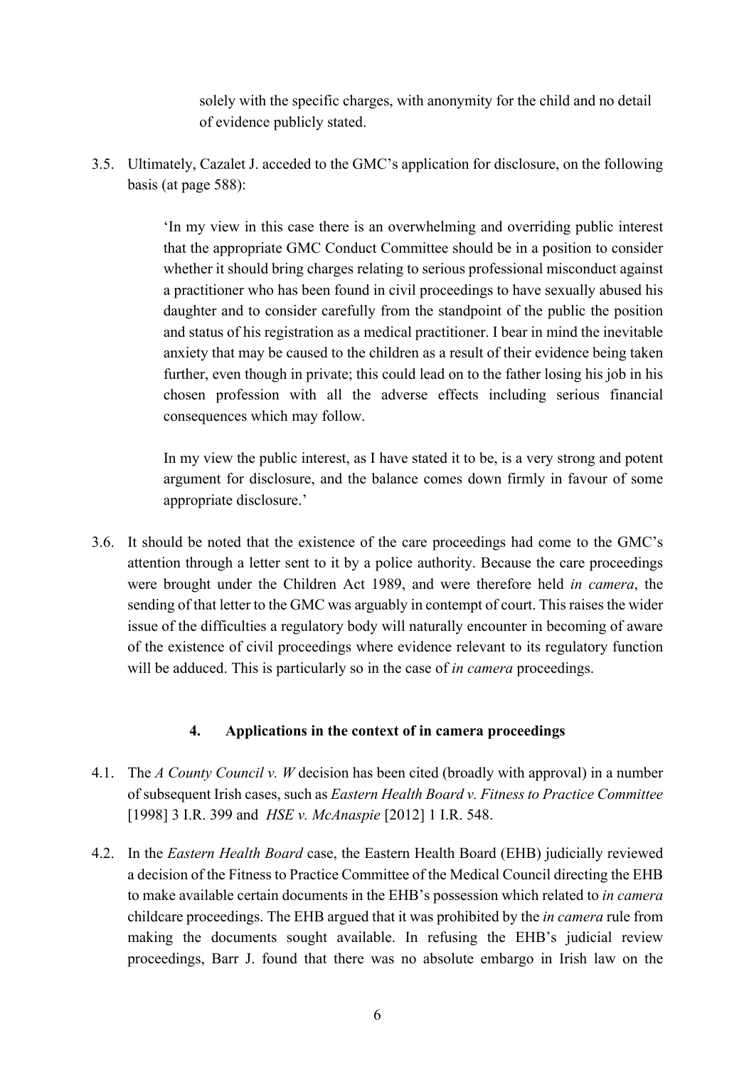solely with the specific charges, with anonymity for the child and no detail of evidence publicly stated.

3.5. Ultimately, Cazalet J. acceded to the GMC's application for disclosure, on the following basis (at page 588):

> 'In my view in this case there is an overwhelming and overriding public interest that the appropriate GMC Conduct Committee should be in a position to consider whether it should bring charges relating to serious professional misconduct against a practitioner who has been found in civil proceedings to have sexually abused his daughter and to consider carefully from the standpoint of the public the position and status of his registration as a medical practitioner. I bear in mind the inevitable anxiety that may be caused to the children as a result of their evidence being taken further, even though in private; this could lead on to the father losing his job in his chosen profession with all the adverse effects including serious financial consequences which may follow.
>
> In my view the public interest, as I have stated it to be, is a very strong and potent argument for disclosure, and the balance comes down firmly in favour of some appropriate disclosure.'

3.6. It should be noted that the existence of the care proceedings had come to the GMC's attention through a letter sent to it by a police authority. Because the care proceedings were brought under the Children Act 1989, and were therefore held *in camera*, the sending of that letter to the GMC was arguably in contempt of court. This raises the wider issue of the difficulties a regulatory body will naturally encounter in becoming of aware of the existence of civil proceedings where evidence relevant to its regulatory function will be adduced. This is particularly so in the case of *in camera* proceedings.

## 4. Applications in the context of in camera proceedings

4.1. The *A County Council v. W* decision has been cited (broadly with approval) in a number of subsequent Irish cases, such as *Eastern Health Board v. Fitness to Practice Committee* [1998] 3 I.R. 399 and *HSE v. McAnaspie* [2012] 1 I.R. 548.

4.2. In the *Eastern Health Board* case, the Eastern Health Board (EHB) judicially reviewed a decision of the Fitness to Practice Committee of the Medical Council directing the EHB to make available certain documents in the EHB's possession which related to *in camera* childcare proceedings. The EHB argued that it was prohibited by the *in camera* rule from making the documents sought available. In refusing the EHB's judicial review proceedings, Barr J. found that there was no absolute embargo in Irish law on the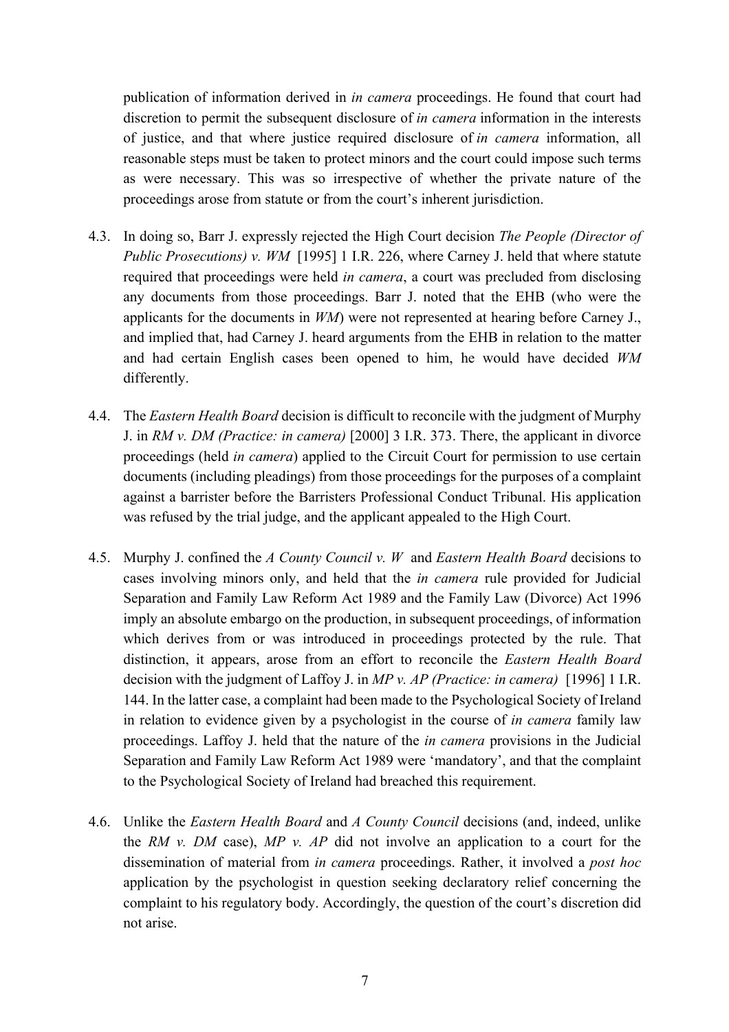publication of information derived in *in camera* proceedings. He found that court had discretion to permit the subsequent disclosure of *in camera* information in the interests of justice, and that where justice required disclosure of *in camera* information, all reasonable steps must be taken to protect minors and the court could impose such terms as were necessary. This was so irrespective of whether the private nature of the proceedings arose from statute or from the court's inherent jurisdiction.

4.3. In doing so, Barr J. expressly rejected the High Court decision *The People (Director of Public Prosecutions) v. WM* [1995] 1 I.R. 226, where Carney J. held that where statute required that proceedings were held *in camera*, a court was precluded from disclosing any documents from those proceedings. Barr J. noted that the EHB (who were the applicants for the documents in *WM*) were not represented at hearing before Carney J., and implied that, had Carney J. heard arguments from the EHB in relation to the matter and had certain English cases been opened to him, he would have decided *WM* differently.

4.4. The *Eastern Health Board* decision is difficult to reconcile with the judgment of Murphy J. in *RM v. DM (Practice: in camera)* [2000] 3 I.R. 373. There, the applicant in divorce proceedings (held *in camera*) applied to the Circuit Court for permission to use certain documents (including pleadings) from those proceedings for the purposes of a complaint against a barrister before the Barristers Professional Conduct Tribunal. His application was refused by the trial judge, and the applicant appealed to the High Court.

4.5. Murphy J. confined the *A County Council v. W* and *Eastern Health Board* decisions to cases involving minors only, and held that the *in camera* rule provided for Judicial Separation and Family Law Reform Act 1989 and the Family Law (Divorce) Act 1996 imply an absolute embargo on the production, in subsequent proceedings, of information which derives from or was introduced in proceedings protected by the rule. That distinction, it appears, arose from an effort to reconcile the *Eastern Health Board* decision with the judgment of Laffoy J. in *MP v. AP (Practice: in camera)* [1996] 1 I.R. 144. In the latter case, a complaint had been made to the Psychological Society of Ireland in relation to evidence given by a psychologist in the course of *in camera* family law proceedings. Laffoy J. held that the nature of the *in camera* provisions in the Judicial Separation and Family Law Reform Act 1989 were 'mandatory', and that the complaint to the Psychological Society of Ireland had breached this requirement.

4.6. Unlike the *Eastern Health Board* and *A County Council* decisions (and, indeed, unlike the *RM v. DM* case), *MP v. AP* did not involve an application to a court for the dissemination of material from *in camera* proceedings. Rather, it involved a *post hoc* application by the psychologist in question seeking declaratory relief concerning the complaint to his regulatory body. Accordingly, the question of the court's discretion did not arise.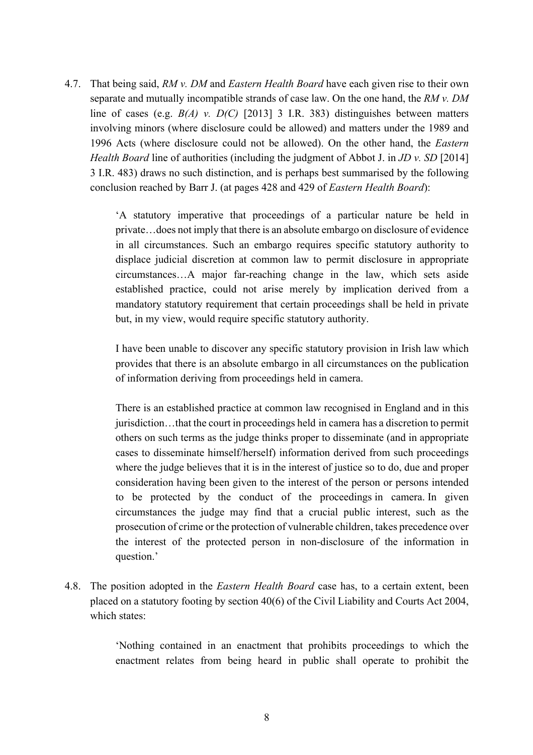4.7. That being said, *RM v. DM* and *Eastern Health Board* have each given rise to their own separate and mutually incompatible strands of case law. On the one hand, the *RM v. DM* line of cases (e.g. *B(A) v. D(C)* [2013] 3 I.R. 383) distinguishes between matters involving minors (where disclosure could be allowed) and matters under the 1989 and 1996 Acts (where disclosure could not be allowed). On the other hand, the *Eastern Health Board* line of authorities (including the judgment of Abbot J. in *JD v. SD* [2014] 3 I.R. 483) draws no such distinction, and is perhaps best summarised by the following conclusion reached by Barr J. (at pages 428 and 429 of *Eastern Health Board*):

> 'A statutory imperative that proceedings of a particular nature be held in private…does not imply that there is an absolute embargo on disclosure of evidence in all circumstances. Such an embargo requires specific statutory authority to displace judicial discretion at common law to permit disclosure in appropriate circumstances…A major far-reaching change in the law, which sets aside established practice, could not arise merely by implication derived from a mandatory statutory requirement that certain proceedings shall be held in private but, in my view, would require specific statutory authority.
>
> I have been unable to discover any specific statutory provision in Irish law which provides that there is an absolute embargo in all circumstances on the publication of information deriving from proceedings held in camera.
>
> There is an established practice at common law recognised in England and in this jurisdiction…that the court in proceedings held in camera has a discretion to permit others on such terms as the judge thinks proper to disseminate (and in appropriate cases to disseminate himself/herself) information derived from such proceedings where the judge believes that it is in the interest of justice so to do, due and proper consideration having been given to the interest of the person or persons intended to be protected by the conduct of the proceedings in camera. In given circumstances the judge may find that a crucial public interest, such as the prosecution of crime or the protection of vulnerable children, takes precedence over the interest of the protected person in non-disclosure of the information in question.'

4.8. The position adopted in the *Eastern Health Board* case has, to a certain extent, been placed on a statutory footing by section 40(6) of the Civil Liability and Courts Act 2004, which states:

> 'Nothing contained in an enactment that prohibits proceedings to which the enactment relates from being heard in public shall operate to prohibit the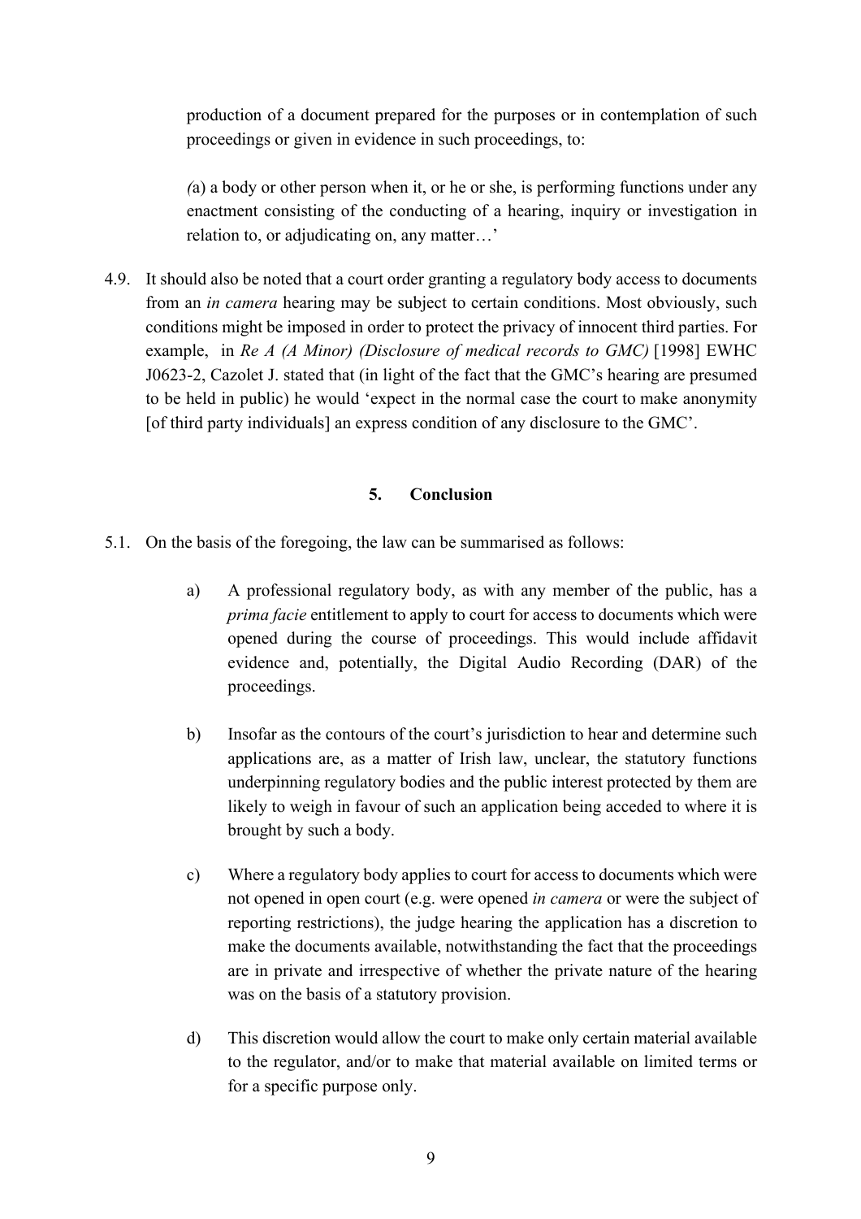production of a document prepared for the purposes or in contemplation of such proceedings or given in evidence in such proceedings, to:

*(*a) a body or other person when it, or he or she, is performing functions under any enactment consisting of the conducting of a hearing, inquiry or investigation in relation to, or adjudicating on, any matter…'

4.9. It should also be noted that a court order granting a regulatory body access to documents from an *in camera* hearing may be subject to certain conditions. Most obviously, such conditions might be imposed in order to protect the privacy of innocent third parties. For example, in *Re A (A Minor) (Disclosure of medical records to GMC)* [1998] EWHC J0623-2, Cazolet J. stated that (in light of the fact that the GMC's hearing are presumed to be held in public) he would 'expect in the normal case the court to make anonymity [of third party individuals] an express condition of any disclosure to the GMC'.

## 5. Conclusion

5.1. On the basis of the foregoing, the law can be summarised as follows:

a) A professional regulatory body, as with any member of the public, has a *prima facie* entitlement to apply to court for access to documents which were opened during the course of proceedings. This would include affidavit evidence and, potentially, the Digital Audio Recording (DAR) of the proceedings.

b) Insofar as the contours of the court's jurisdiction to hear and determine such applications are, as a matter of Irish law, unclear, the statutory functions underpinning regulatory bodies and the public interest protected by them are likely to weigh in favour of such an application being acceded to where it is brought by such a body.

c) Where a regulatory body applies to court for access to documents which were not opened in open court (e.g. were opened *in camera* or were the subject of reporting restrictions), the judge hearing the application has a discretion to make the documents available, notwithstanding the fact that the proceedings are in private and irrespective of whether the private nature of the hearing was on the basis of a statutory provision.

d) This discretion would allow the court to make only certain material available to the regulator, and/or to make that material available on limited terms or for a specific purpose only.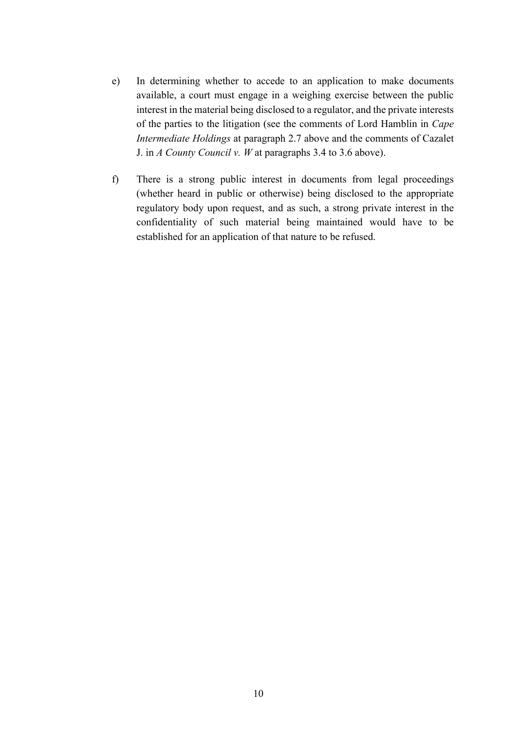e) In determining whether to accede to an application to make documents available, a court must engage in a weighing exercise between the public interest in the material being disclosed to a regulator, and the private interests of the parties to the litigation (see the comments of Lord Hamblin in *Cape Intermediate Holdings* at paragraph 2.7 above and the comments of Cazalet J. in *A County Council v. W* at paragraphs 3.4 to 3.6 above).

f) There is a strong public interest in documents from legal proceedings (whether heard in public or otherwise) being disclosed to the appropriate regulatory body upon request, and as such, a strong private interest in the confidentiality of such material being maintained would have to be established for an application of that nature to be refused.